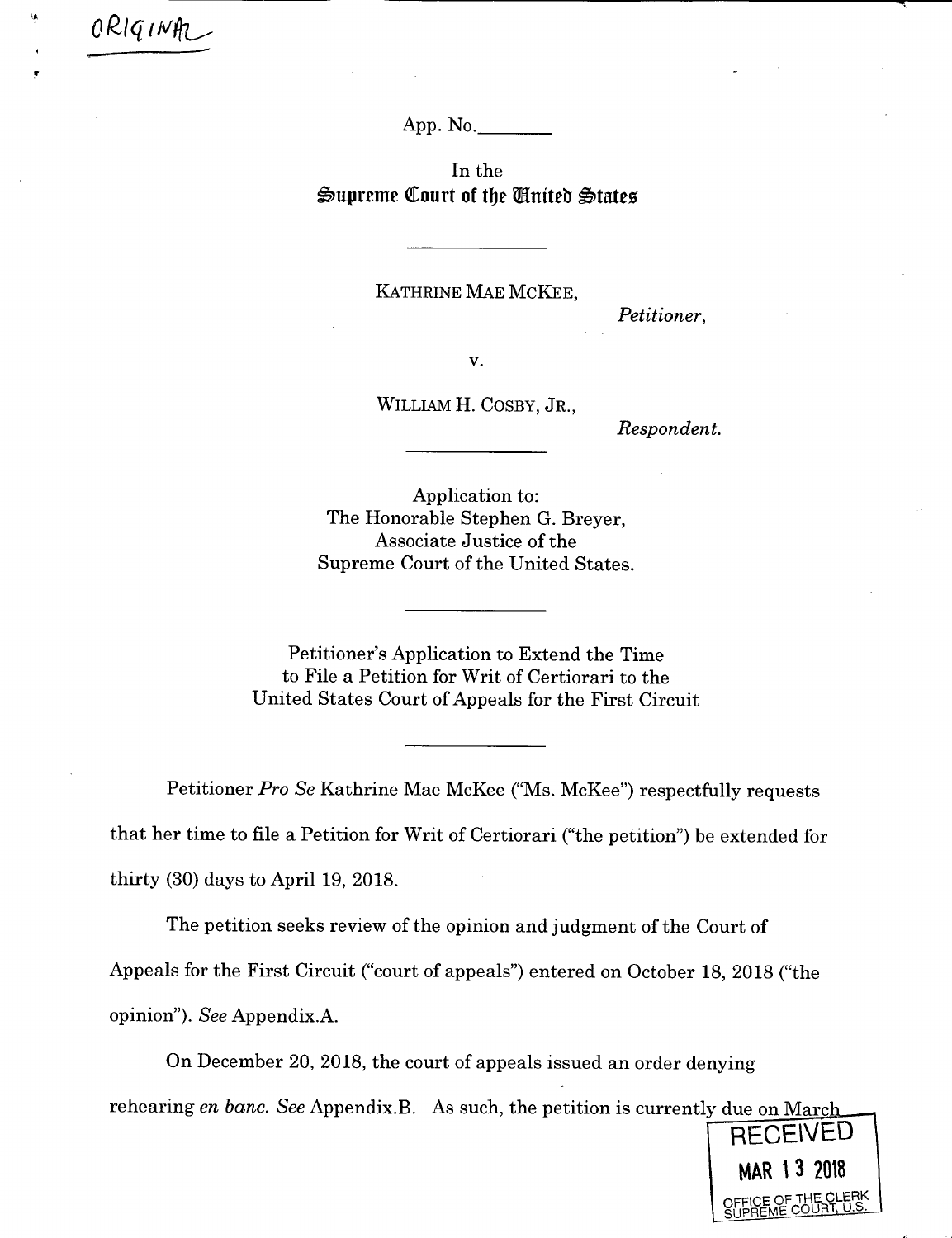ORIGINAL

App. No.________

In the
**Supreme Court of the United States**

---

KATHRINE MAE MCKEE,

*Petitioner,*

v.

WILLIAM H. COSBY, JR.,

*Respondent.*

---

Application to:
The Honorable Stephen G. Breyer,
Associate Justice of the
Supreme Court of the United States.

---

Petitioner's Application to Extend the Time
to File a Petition for Writ of Certiorari to the
United States Court of Appeals for the First Circuit

---

Petitioner *Pro Se* Kathrine Mae McKee ("Ms. McKee") respectfully requests that her time to file a Petition for Writ of Certiorari ("the petition") be extended for thirty (30) days to April 19, 2018.

The petition seeks review of the opinion and judgment of the Court of Appeals for the First Circuit ("court of appeals") entered on October 18, 2018 ("the opinion"). *See* Appendix.A.

On December 20, 2018, the court of appeals issued an order denying rehearing *en banc*. *See* Appendix.B. As such, the petition is currently due on March

RECEIVED
MAR 13 2018
OFFICE OF THE CLERK
SUPREME COURT, U.S.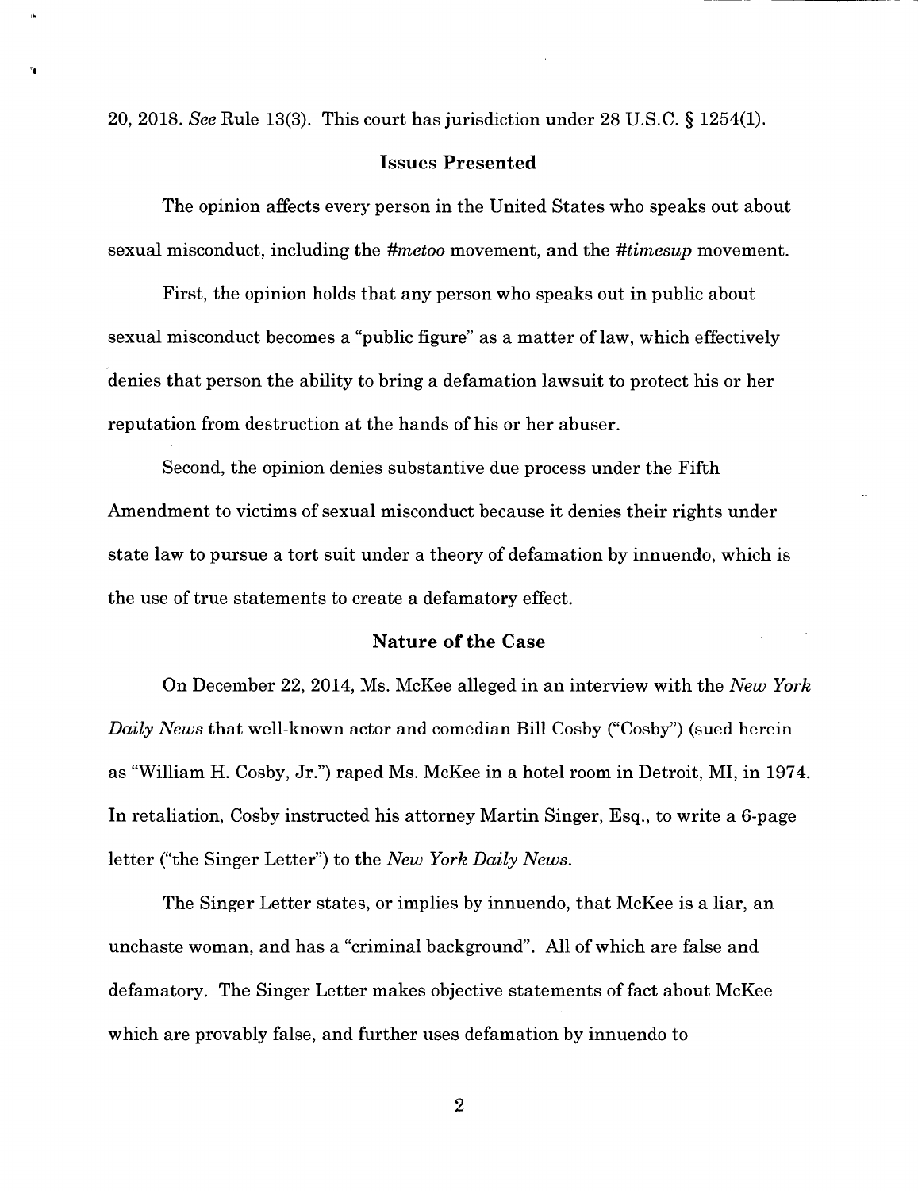20, 2018. *See* Rule 13(3). This court has jurisdiction under 28 U.S.C. § 1254(1).

## Issues Presented

The opinion affects every person in the United States who speaks out about sexual misconduct, including the *#metoo* movement, and the *#timesup* movement.

First, the opinion holds that any person who speaks out in public about sexual misconduct becomes a "public figure" as a matter of law, which effectively denies that person the ability to bring a defamation lawsuit to protect his or her reputation from destruction at the hands of his or her abuser.

Second, the opinion denies substantive due process under the Fifth Amendment to victims of sexual misconduct because it denies their rights under state law to pursue a tort suit under a theory of defamation by innuendo, which is the use of true statements to create a defamatory effect.

## Nature of the Case

On December 22, 2014, Ms. McKee alleged in an interview with the *New York Daily News* that well-known actor and comedian Bill Cosby ("Cosby") (sued herein as "William H. Cosby, Jr.") raped Ms. McKee in a hotel room in Detroit, MI, in 1974. In retaliation, Cosby instructed his attorney Martin Singer, Esq., to write a 6-page letter ("the Singer Letter") to the *New York Daily News.*

The Singer Letter states, or implies by innuendo, that McKee is a liar, an unchaste woman, and has a "criminal background". All of which are false and defamatory. The Singer Letter makes objective statements of fact about McKee which are provably false, and further uses defamation by innuendo to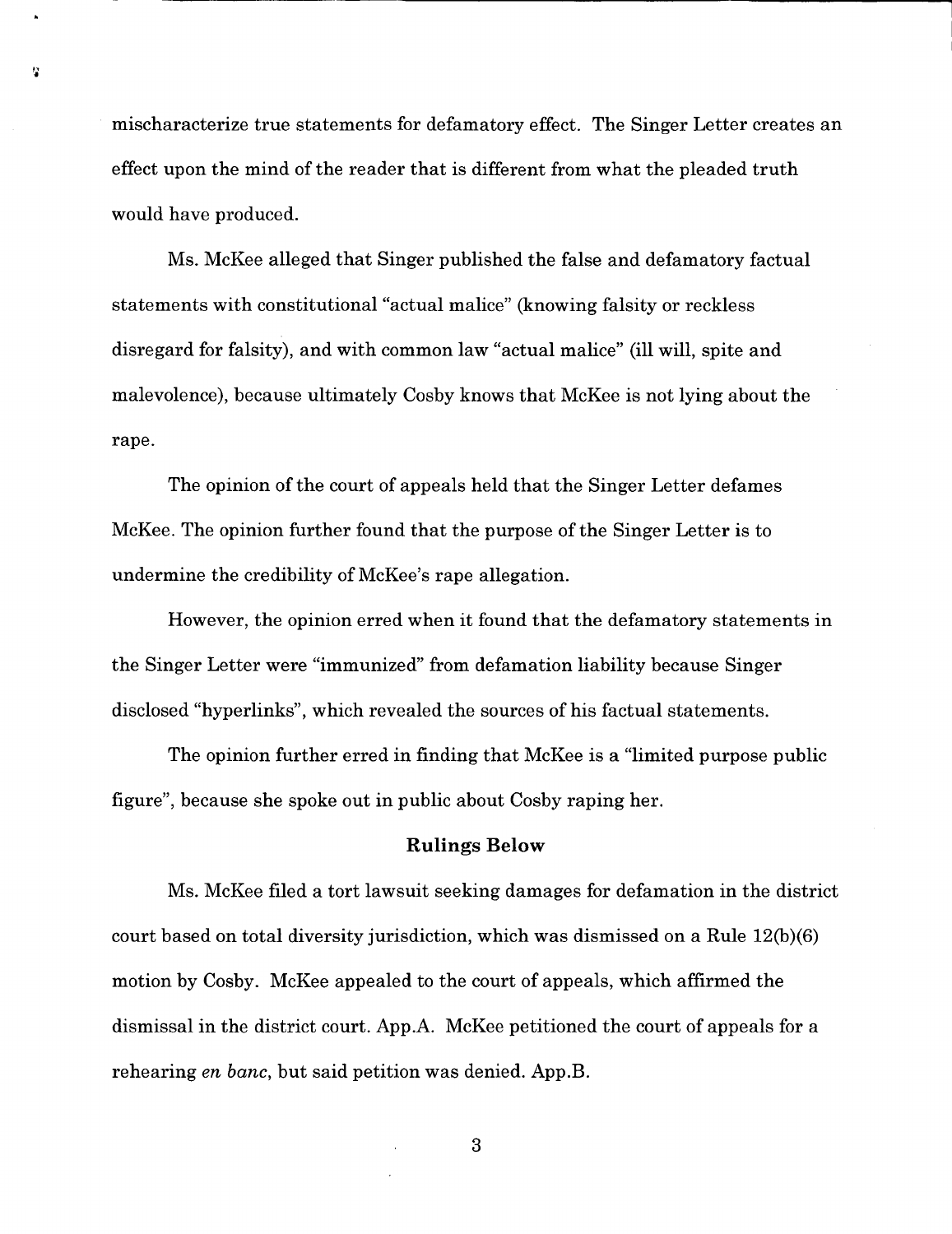mischaracterize true statements for defamatory effect. The Singer Letter creates an effect upon the mind of the reader that is different from what the pleaded truth would have produced.

Ms. McKee alleged that Singer published the false and defamatory factual statements with constitutional "actual malice" (knowing falsity or reckless disregard for falsity), and with common law "actual malice" (ill will, spite and malevolence), because ultimately Cosby knows that McKee is not lying about the rape.

The opinion of the court of appeals held that the Singer Letter defames McKee. The opinion further found that the purpose of the Singer Letter is to undermine the credibility of McKee's rape allegation.

However, the opinion erred when it found that the defamatory statements in the Singer Letter were "immunized" from defamation liability because Singer disclosed "hyperlinks", which revealed the sources of his factual statements.

The opinion further erred in finding that McKee is a "limited purpose public figure", because she spoke out in public about Cosby raping her.

### Rulings Below

Ms. McKee filed a tort lawsuit seeking damages for defamation in the district court based on total diversity jurisdiction, which was dismissed on a Rule 12(b)(6) motion by Cosby. McKee appealed to the court of appeals, which affirmed the dismissal in the district court. App.A. McKee petitioned the court of appeals for a rehearing *en banc*, but said petition was denied. App.B.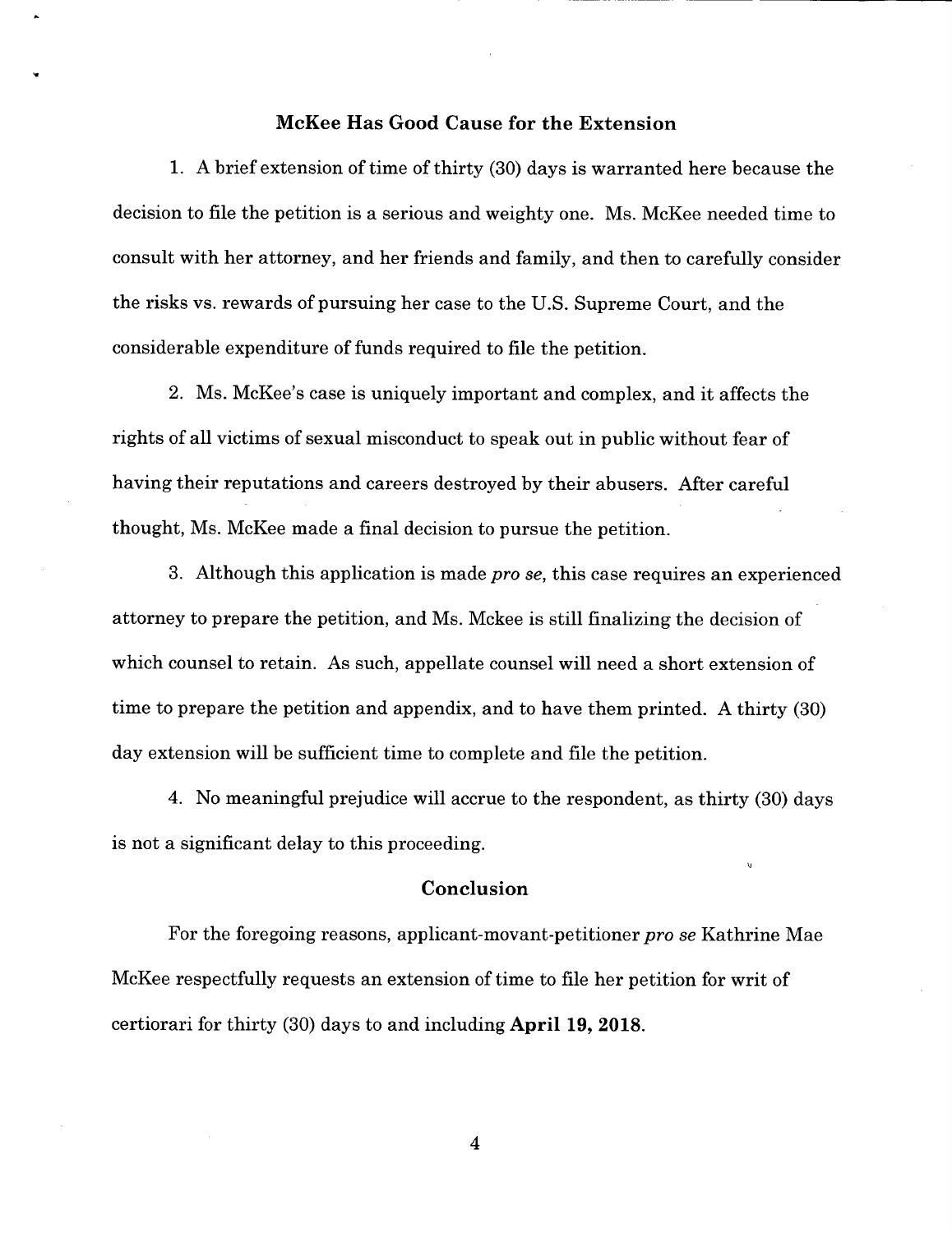## McKee Has Good Cause for the Extension

1. A brief extension of time of thirty (30) days is warranted here because the decision to file the petition is a serious and weighty one. Ms. McKee needed time to consult with her attorney, and her friends and family, and then to carefully consider the risks vs. rewards of pursuing her case to the U.S. Supreme Court, and the considerable expenditure of funds required to file the petition.

2. Ms. McKee's case is uniquely important and complex, and it affects the rights of all victims of sexual misconduct to speak out in public without fear of having their reputations and careers destroyed by their abusers. After careful thought, Ms. McKee made a final decision to pursue the petition.

3. Although this application is made *pro se*, this case requires an experienced attorney to prepare the petition, and Ms. Mckee is still finalizing the decision of which counsel to retain. As such, appellate counsel will need a short extension of time to prepare the petition and appendix, and to have them printed. A thirty (30) day extension will be sufficient time to complete and file the petition.

4. No meaningful prejudice will accrue to the respondent, as thirty (30) days is not a significant delay to this proceeding.

## Conclusion

For the foregoing reasons, applicant-movant-petitioner *pro se* Kathrine Mae McKee respectfully requests an extension of time to file her petition for writ of certiorari for thirty (30) days to and including **April 19, 2018**.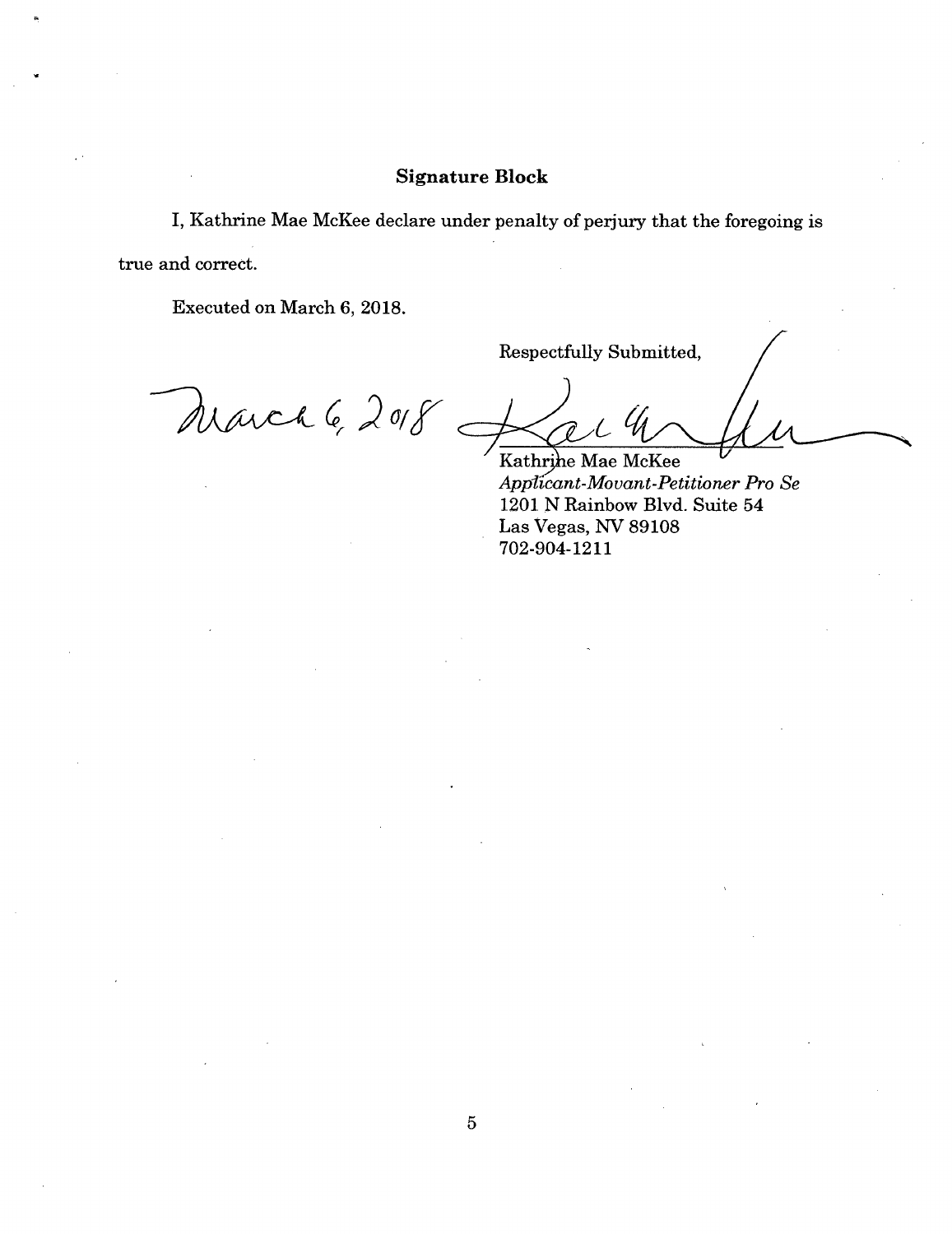**Signature Block**

I, Kathrine Mae McKee declare under penalty of perjury that the foregoing is true and correct.

Executed on March 6, 2018.

Respectfully Submitted,

March 6, 2018

Kathrine Mae McKee
*Applicant-Movant-Petitioner Pro Se*
1201 N Rainbow Blvd. Suite 54
Las Vegas, NV 89108
702-904-1211